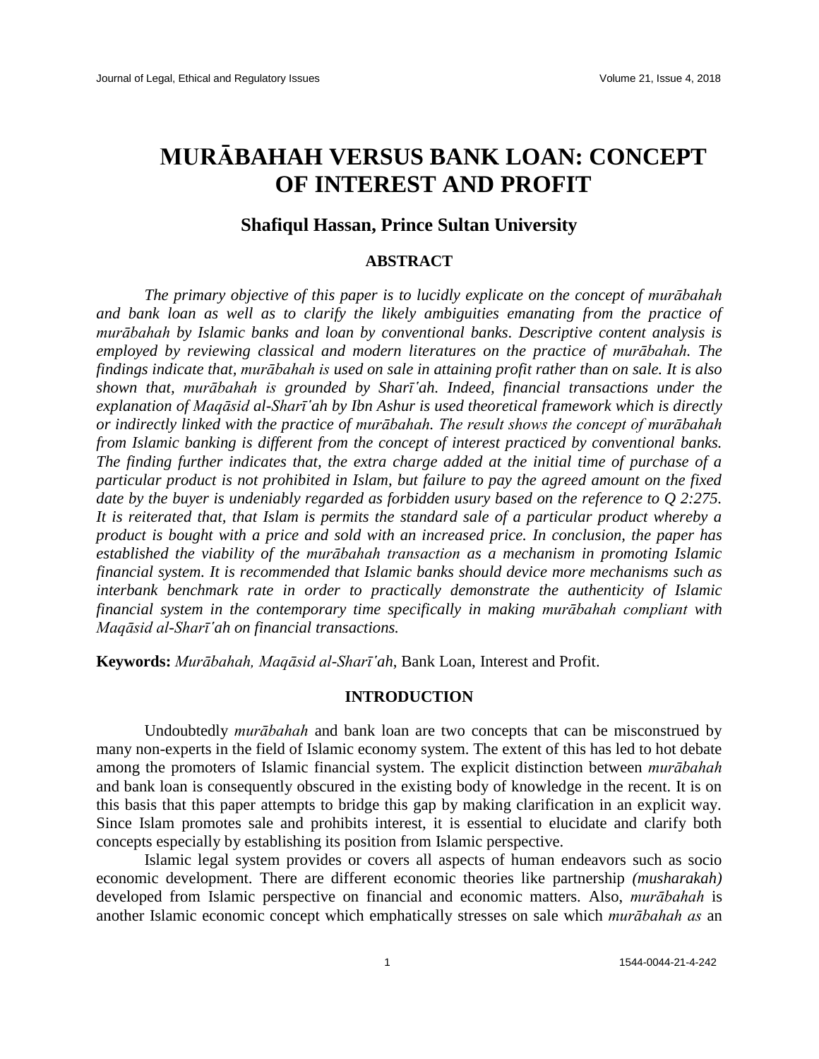# MURĀBAHAH VERSUS BANK LOAN: CONCEPT OF INTEREST AND PROFIT

### Shafiqul Hassan, Prince Sultan University

## ABSTRACT

*The primary objective of this paper is to lucidly explicate on the concept of murābahah and bank loan as well as to clarify the likely ambiguities emanating from the practice of murābahah by Islamic banks and loan by conventional banks. Descriptive content analysis is employed by reviewing classical and modern literatures on the practice of murābahah. The findings indicate that, murābahah is used on sale in attaining profit rather than on sale. It is also shown that, murābahah is grounded by Sharī'ah. Indeed, financial transactions under the explanation of Maqāsid al-Sharī'ah by Ibn Ashur is used theoretical framework which is directly or indirectly linked with the practice of murābahah. The result shows the concept of murābahah from Islamic banking is different from the concept of interest practiced by conventional banks. The finding further indicates that, the extra charge added at the initial time of purchase of a particular product is not prohibited in Islam, but failure to pay the agreed amount on the fixed date by the buyer is undeniably regarded as forbidden usury based on the reference to Q 2:275. It is reiterated that, that Islam is permits the standard sale of a particular product whereby a product is bought with a price and sold with an increased price. In conclusion, the paper has established the viability of the murābahah transaction as a mechanism in promoting Islamic financial system. It is recommended that Islamic banks should device more mechanisms such as interbank benchmark rate in order to practically demonstrate the authenticity of Islamic financial system in the contemporary time specifically in making murābahah compliant with Maqāsid al-Sharī'ah on financial transactions.*

**Keywords:** *Murābahah, Maqāsid al-Sharī'ah*, Bank Loan, Interest and Profit.

## INTRODUCTION

Undoubtedly *murābahah* and bank loan are two concepts that can be misconstrued by many non-experts in the field of Islamic economy system. The extent of this has led to hot debate among the promoters of Islamic financial system. The explicit distinction between *murābahah* and bank loan is consequently obscured in the existing body of knowledge in the recent. It is on this basis that this paper attempts to bridge this gap by making clarification in an explicit way. Since Islam promotes sale and prohibits interest, it is essential to elucidate and clarify both concepts especially by establishing its position from Islamic perspective.

Islamic legal system provides or covers all aspects of human endeavors such as socio economic development. There are different economic theories like partnership *(musharakah)* developed from Islamic perspective on financial and economic matters. Also, *murābahah* is another Islamic economic concept which emphatically stresses on sale which *murābahah as* an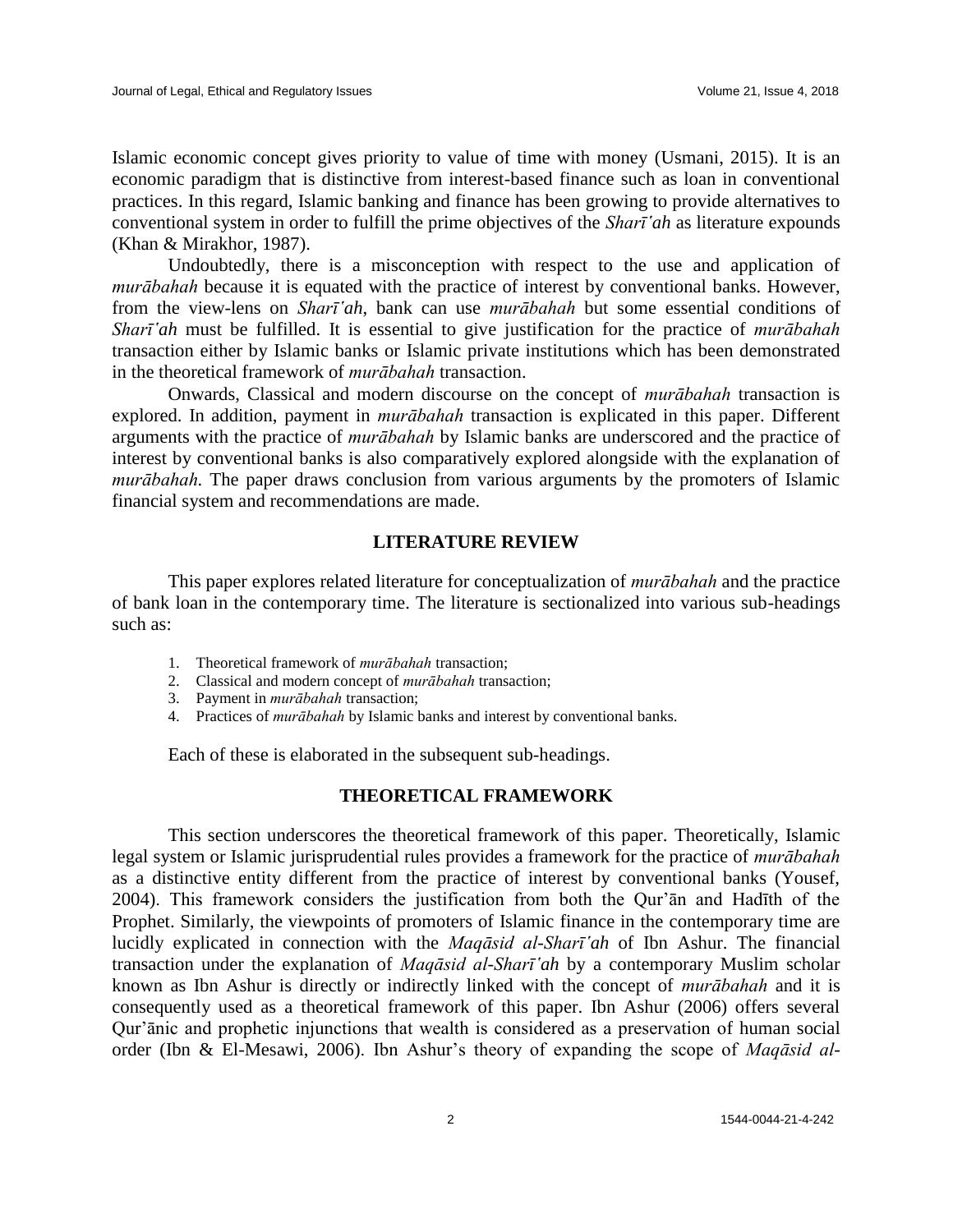Islamic economic concept gives priority to value of time with money (Usmani, 2015). It is an economic paradigm that is distinctive from interest-based finance such as loan in conventional practices. In this regard, Islamic banking and finance has been growing to provide alternatives to conventional system in order to fulfill the prime objectives of the *Sharīʹah* as literature expounds (Khan & Mirakhor, 1987).

Undoubtedly, there is a misconception with respect to the use and application of *murābahah* because it is equated with the practice of interest by conventional banks. However, from the view-lens on *Sharīʹah*, bank can use *murābahah* but some essential conditions of *Sharīʹah* must be fulfilled. It is essential to give justification for the practice of *murābahah* transaction either by Islamic banks or Islamic private institutions which has been demonstrated in the theoretical framework of *murābahah* transaction.

Onwards, Classical and modern discourse on the concept of *murābahah* transaction is explored. In addition, payment in *murābahah* transaction is explicated in this paper. Different arguments with the practice of *murābahah* by Islamic banks are underscored and the practice of interest by conventional banks is also comparatively explored alongside with the explanation of *murābahah.* The paper draws conclusion from various arguments by the promoters of Islamic financial system and recommendations are made.

## LITERATURE REVIEW

This paper explores related literature for conceptualization of *murābahah* and the practice of bank loan in the contemporary time. The literature is sectionalized into various sub-headings such as:

1. Theoretical framework of *murābahah* transaction;
2. Classical and modern concept of *murābahah* transaction;
3. Payment in *murābahah* transaction;
4. Practices of *murābahah* by Islamic banks and interest by conventional banks.

Each of these is elaborated in the subsequent sub-headings.

## THEORETICAL FRAMEWORK

This section underscores the theoretical framework of this paper. Theoretically, Islamic legal system or Islamic jurisprudential rules provides a framework for the practice of *murābahah* as a distinctive entity different from the practice of interest by conventional banks (Yousef, 2004). This framework considers the justification from both the Qur'ān and Hadīth of the Prophet. Similarly, the viewpoints of promoters of Islamic finance in the contemporary time are lucidly explicated in connection with the *Maqāsid al-Sharīʹah* of Ibn Ashur. The financial transaction under the explanation of *Maqāsid al-Sharīʹah* by a contemporary Muslim scholar known as Ibn Ashur is directly or indirectly linked with the concept of *murābahah* and it is consequently used as a theoretical framework of this paper. Ibn Ashur (2006) offers several Qur'ānic and prophetic injunctions that wealth is considered as a preservation of human social order (Ibn & El-Mesawi, 2006). Ibn Ashur's theory of expanding the scope of *Maqāsid al-*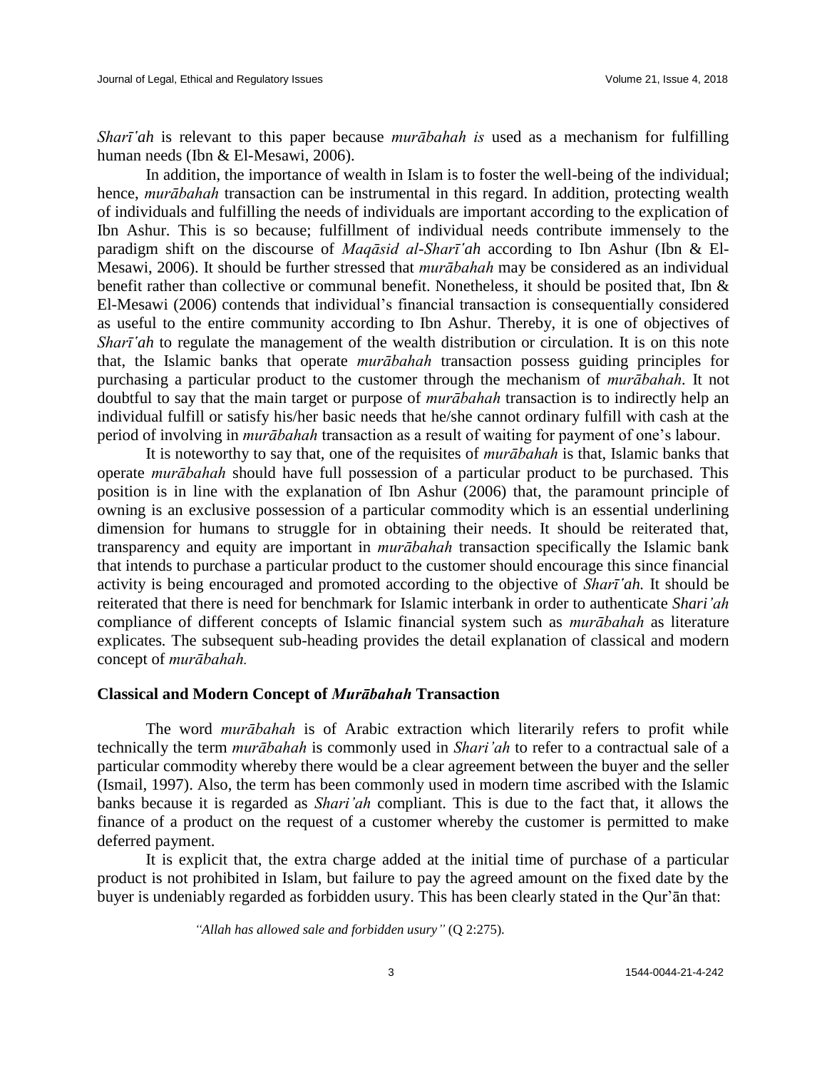*Sharīʹah* is relevant to this paper because *murābahah is* used as a mechanism for fulfilling human needs (Ibn & El-Mesawi, 2006).

In addition, the importance of wealth in Islam is to foster the well-being of the individual; hence, *murābahah* transaction can be instrumental in this regard. In addition, protecting wealth of individuals and fulfilling the needs of individuals are important according to the explication of Ibn Ashur. This is so because; fulfillment of individual needs contribute immensely to the paradigm shift on the discourse of *Maqāsid al-Sharīʹah* according to Ibn Ashur (Ibn & El-Mesawi, 2006). It should be further stressed that *murābahah* may be considered as an individual benefit rather than collective or communal benefit. Nonetheless, it should be posited that, Ibn & El-Mesawi (2006) contends that individual's financial transaction is consequentially considered as useful to the entire community according to Ibn Ashur. Thereby, it is one of objectives of *Sharīʹah* to regulate the management of the wealth distribution or circulation. It is on this note that, the Islamic banks that operate *murābahah* transaction possess guiding principles for purchasing a particular product to the customer through the mechanism of *murābahah*. It not doubtful to say that the main target or purpose of *murābahah* transaction is to indirectly help an individual fulfill or satisfy his/her basic needs that he/she cannot ordinary fulfill with cash at the period of involving in *murābahah* transaction as a result of waiting for payment of one's labour.

It is noteworthy to say that, one of the requisites of *murābahah* is that, Islamic banks that operate *murābahah* should have full possession of a particular product to be purchased. This position is in line with the explanation of Ibn Ashur (2006) that, the paramount principle of owning is an exclusive possession of a particular commodity which is an essential underlining dimension for humans to struggle for in obtaining their needs. It should be reiterated that, transparency and equity are important in *murābahah* transaction specifically the Islamic bank that intends to purchase a particular product to the customer should encourage this since financial activity is being encouraged and promoted according to the objective of *Sharīʹah.* It should be reiterated that there is need for benchmark for Islamic interbank in order to authenticate *Shari'ah* compliance of different concepts of Islamic financial system such as *murābahah* as literature explicates. The subsequent sub-heading provides the detail explanation of classical and modern concept of *murābahah.*

## Classical and Modern Concept of *Murābahah* Transaction

The word *murābahah* is of Arabic extraction which literarily refers to profit while technically the term *murābahah* is commonly used in *Shari'ah* to refer to a contractual sale of a particular commodity whereby there would be a clear agreement between the buyer and the seller (Ismail, 1997). Also, the term has been commonly used in modern time ascribed with the Islamic banks because it is regarded as *Shari'ah* compliant. This is due to the fact that, it allows the finance of a product on the request of a customer whereby the customer is permitted to make deferred payment.

It is explicit that, the extra charge added at the initial time of purchase of a particular product is not prohibited in Islam, but failure to pay the agreed amount on the fixed date by the buyer is undeniably regarded as forbidden usury. This has been clearly stated in the Qur'ān that:

> *"Allah has allowed sale and forbidden usury"* (Q 2:275).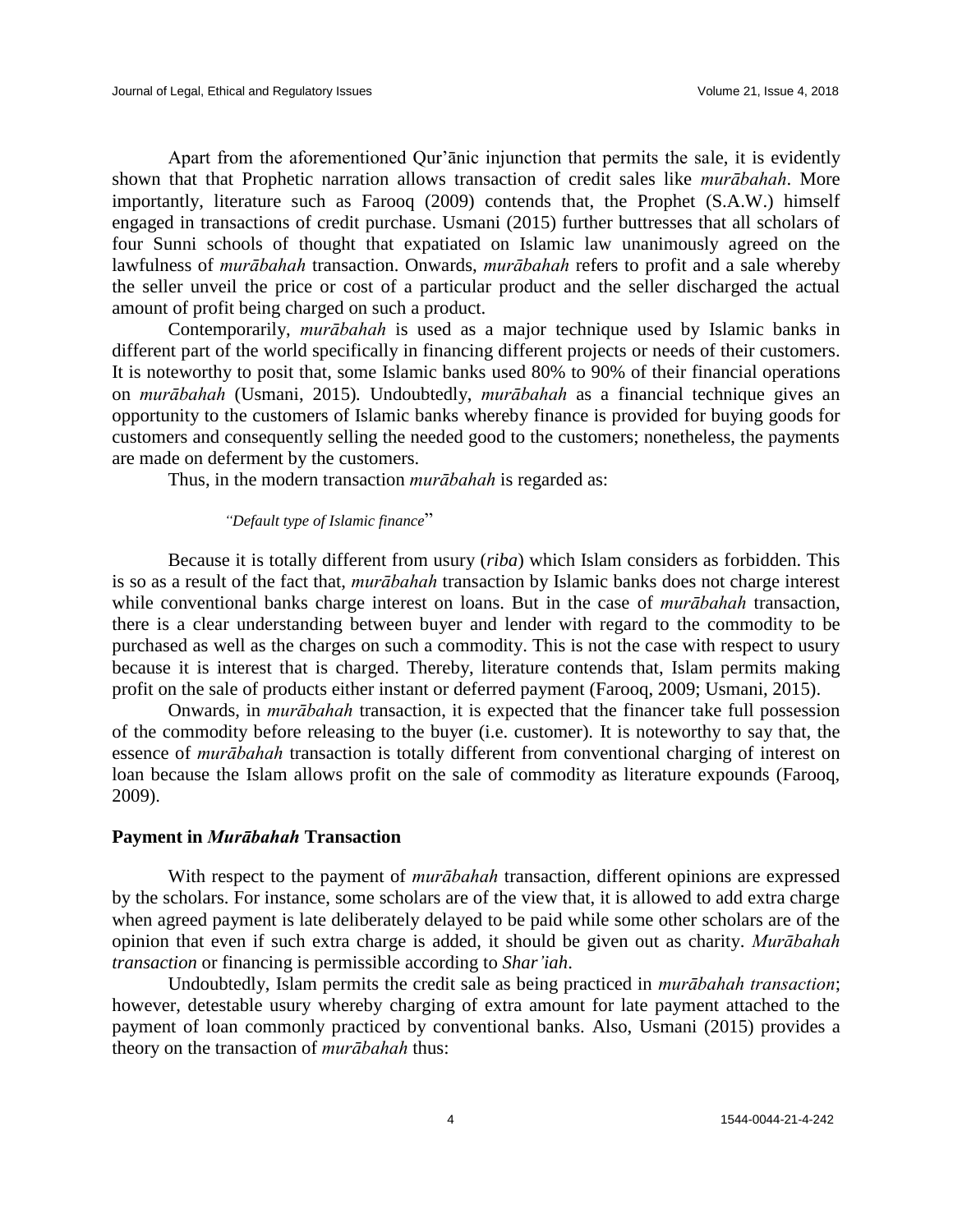Apart from the aforementioned Qur'ānic injunction that permits the sale, it is evidently shown that that Prophetic narration allows transaction of credit sales like *murābahah*. More importantly, literature such as Farooq (2009) contends that, the Prophet (S.A.W.) himself engaged in transactions of credit purchase. Usmani (2015) further buttresses that all scholars of four Sunni schools of thought that expatiated on Islamic law unanimously agreed on the lawfulness of *murābahah* transaction. Onwards, *murābahah* refers to profit and a sale whereby the seller unveil the price or cost of a particular product and the seller discharged the actual amount of profit being charged on such a product.

Contemporarily, *murābahah* is used as a major technique used by Islamic banks in different part of the world specifically in financing different projects or needs of their customers. It is noteworthy to posit that, some Islamic banks used 80% to 90% of their financial operations on *murābahah* (Usmani, 2015). Undoubtedly, *murābahah* as a financial technique gives an opportunity to the customers of Islamic banks whereby finance is provided for buying goods for customers and consequently selling the needed good to the customers; nonetheless, the payments are made on deferment by the customers.

Thus, in the modern transaction *murābahah* is regarded as:

> *"Default type of Islamic finance"*

Because it is totally different from usury (*riba*) which Islam considers as forbidden. This is so as a result of the fact that, *murābahah* transaction by Islamic banks does not charge interest while conventional banks charge interest on loans. But in the case of *murābahah* transaction, there is a clear understanding between buyer and lender with regard to the commodity to be purchased as well as the charges on such a commodity. This is not the case with respect to usury because it is interest that is charged. Thereby, literature contends that, Islam permits making profit on the sale of products either instant or deferred payment (Farooq, 2009; Usmani, 2015).

Onwards, in *murābahah* transaction, it is expected that the financer take full possession of the commodity before releasing to the buyer (i.e. customer). It is noteworthy to say that, the essence of *murābahah* transaction is totally different from conventional charging of interest on loan because the Islam allows profit on the sale of commodity as literature expounds (Farooq, 2009).

## Payment in *Murābahah* Transaction

With respect to the payment of *murābahah* transaction, different opinions are expressed by the scholars. For instance, some scholars are of the view that, it is allowed to add extra charge when agreed payment is late deliberately delayed to be paid while some other scholars are of the opinion that even if such extra charge is added, it should be given out as charity. *Murābahah transaction* or financing is permissible according to *Shar'iah*.

Undoubtedly, Islam permits the credit sale as being practiced in *murābahah transaction*; however, detestable usury whereby charging of extra amount for late payment attached to the payment of loan commonly practiced by conventional banks. Also, Usmani (2015) provides a theory on the transaction of *murābahah* thus: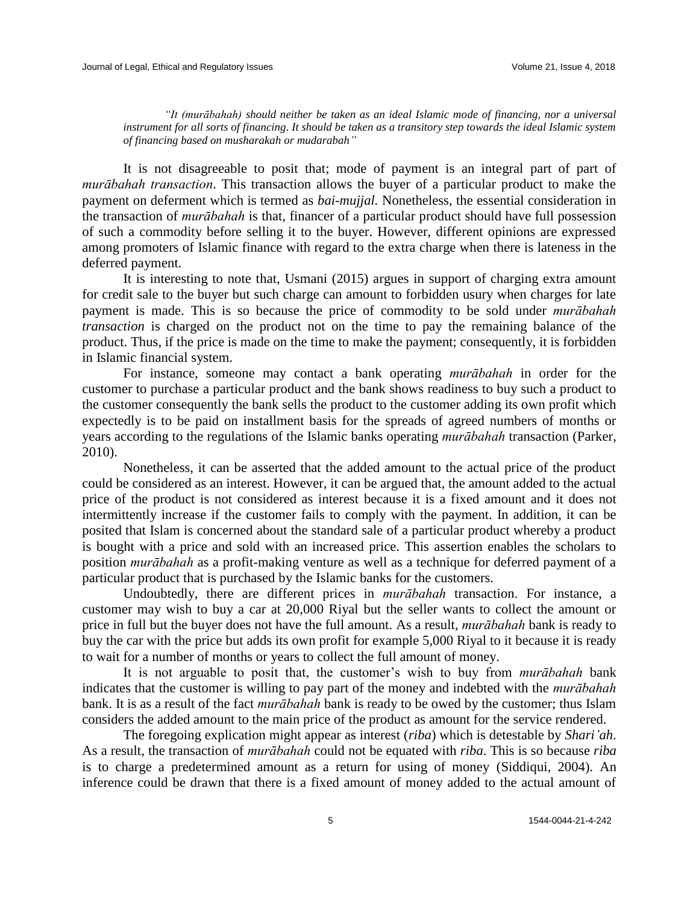> *"It (murābahah) should neither be taken as an ideal Islamic mode of financing, nor a universal instrument for all sorts of financing. It should be taken as a transitory step towards the ideal Islamic system of financing based on musharakah or mudarabah"*

It is not disagreeable to posit that; mode of payment is an integral part of part of *murābahah transaction*. This transaction allows the buyer of a particular product to make the payment on deferment which is termed as *bai-mujjal*. Nonetheless, the essential consideration in the transaction of *murābahah* is that, financer of a particular product should have full possession of such a commodity before selling it to the buyer. However, different opinions are expressed among promoters of Islamic finance with regard to the extra charge when there is lateness in the deferred payment.

It is interesting to note that, Usmani (2015) argues in support of charging extra amount for credit sale to the buyer but such charge can amount to forbidden usury when charges for late payment is made. This is so because the price of commodity to be sold under *murābahah transaction* is charged on the product not on the time to pay the remaining balance of the product. Thus, if the price is made on the time to make the payment; consequently, it is forbidden in Islamic financial system.

For instance, someone may contact a bank operating *murābahah* in order for the customer to purchase a particular product and the bank shows readiness to buy such a product to the customer consequently the bank sells the product to the customer adding its own profit which expectedly is to be paid on installment basis for the spreads of agreed numbers of months or years according to the regulations of the Islamic banks operating *murābahah* transaction (Parker, 2010).

Nonetheless, it can be asserted that the added amount to the actual price of the product could be considered as an interest. However, it can be argued that, the amount added to the actual price of the product is not considered as interest because it is a fixed amount and it does not intermittently increase if the customer fails to comply with the payment. In addition, it can be posited that Islam is concerned about the standard sale of a particular product whereby a product is bought with a price and sold with an increased price. This assertion enables the scholars to position *murābahah* as a profit-making venture as well as a technique for deferred payment of a particular product that is purchased by the Islamic banks for the customers.

Undoubtedly, there are different prices in *murābahah* transaction. For instance, a customer may wish to buy a car at 20,000 Riyal but the seller wants to collect the amount or price in full but the buyer does not have the full amount. As a result, *murābahah* bank is ready to buy the car with the price but adds its own profit for example 5,000 Riyal to it because it is ready to wait for a number of months or years to collect the full amount of money.

It is not arguable to posit that, the customer's wish to buy from *murābahah* bank indicates that the customer is willing to pay part of the money and indebted with the *murābahah* bank. It is as a result of the fact *murābahah* bank is ready to be owed by the customer; thus Islam considers the added amount to the main price of the product as amount for the service rendered.

The foregoing explication might appear as interest (*riba*) which is detestable by *Shari'ah*. As a result, the transaction of *murābahah* could not be equated with *riba*. This is so because *riba* is to charge a predetermined amount as a return for using of money (Siddiqui, 2004). An inference could be drawn that there is a fixed amount of money added to the actual amount of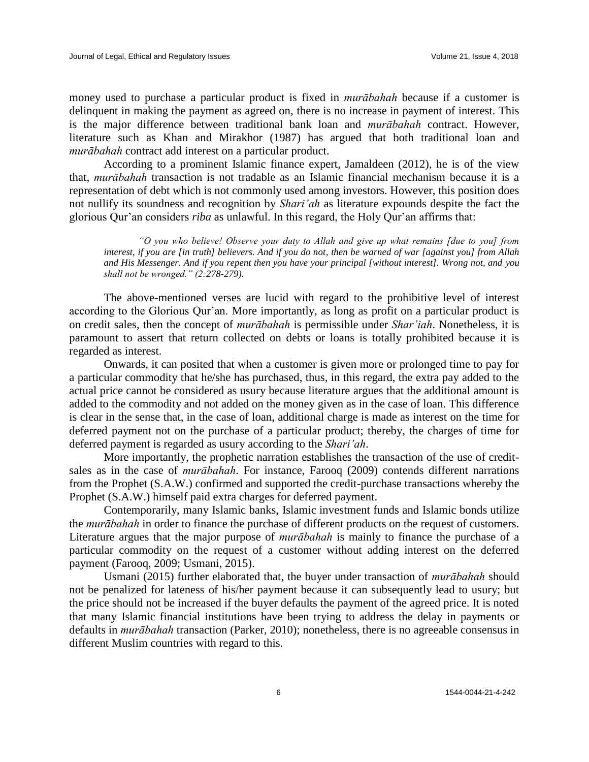money used to purchase a particular product is fixed in *murābahah* because if a customer is delinquent in making the payment as agreed on, there is no increase in payment of interest. This is the major difference between traditional bank loan and *murābahah* contract. However, literature such as Khan and Mirakhor (1987) has argued that both traditional loan and *murābahah* contract add interest on a particular product.

According to a prominent Islamic finance expert, Jamaldeen (2012), he is of the view that, *murābahah* transaction is not tradable as an Islamic financial mechanism because it is a representation of debt which is not commonly used among investors. However, this position does not nullify its soundness and recognition by *Shari'ah* as literature expounds despite the fact the glorious Qur'an considers *riba* as unlawful. In this regard, the Holy Qur'an affirms that:

> *"O you who believe! Observe your duty to Allah and give up what remains [due to you] from interest, if you are [in truth] believers. And if you do not, then be warned of war [against you] from Allah and His Messenger. And if you repent then you have your principal [without interest]. Wrong not, and you shall not be wronged." (2:278-279).*

The above-mentioned verses are lucid with regard to the prohibitive level of interest according to the Glorious Qur'an. More importantly, as long as profit on a particular product is on credit sales, then the concept of *murābahah* is permissible under *Shar'iah*. Nonetheless, it is paramount to assert that return collected on debts or loans is totally prohibited because it is regarded as interest.

Onwards, it can posited that when a customer is given more or prolonged time to pay for a particular commodity that he/she has purchased, thus, in this regard, the extra pay added to the actual price cannot be considered as usury because literature argues that the additional amount is added to the commodity and not added on the money given as in the case of loan. This difference is clear in the sense that, in the case of loan, additional charge is made as interest on the time for deferred payment not on the purchase of a particular product; thereby, the charges of time for deferred payment is regarded as usury according to the *Shari'ah*.

More importantly, the prophetic narration establishes the transaction of the use of credit-sales as in the case of *murābahah*. For instance, Farooq (2009) contends different narrations from the Prophet (S.A.W.) confirmed and supported the credit-purchase transactions whereby the Prophet (S.A.W.) himself paid extra charges for deferred payment.

Contemporarily, many Islamic banks, Islamic investment funds and Islamic bonds utilize the *murābahah* in order to finance the purchase of different products on the request of customers. Literature argues that the major purpose of *murābahah* is mainly to finance the purchase of a particular commodity on the request of a customer without adding interest on the deferred payment (Farooq, 2009; Usmani, 2015).

Usmani (2015) further elaborated that, the buyer under transaction of *murābahah* should not be penalized for lateness of his/her payment because it can subsequently lead to usury; but the price should not be increased if the buyer defaults the payment of the agreed price. It is noted that many Islamic financial institutions have been trying to address the delay in payments or defaults in *murābahah* transaction (Parker, 2010); nonetheless, there is no agreeable consensus in different Muslim countries with regard to this.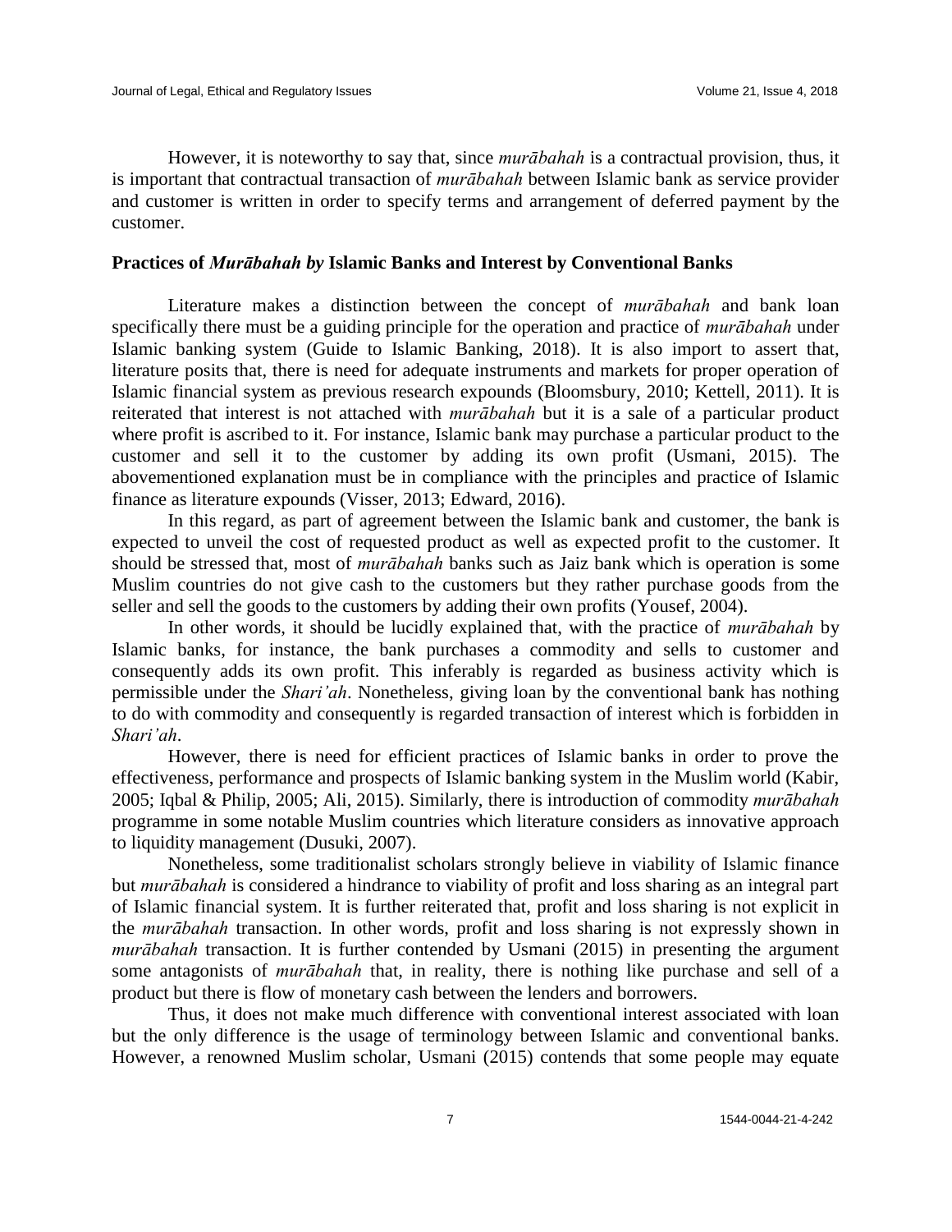However, it is noteworthy to say that, since *murābahah* is a contractual provision, thus, it is important that contractual transaction of *murābahah* between Islamic bank as service provider and customer is written in order to specify terms and arrangement of deferred payment by the customer.

## Practices of *Murābahah by* Islamic Banks and Interest by Conventional Banks

Literature makes a distinction between the concept of *murābahah* and bank loan specifically there must be a guiding principle for the operation and practice of *murābahah* under Islamic banking system (Guide to Islamic Banking, 2018). It is also import to assert that, literature posits that, there is need for adequate instruments and markets for proper operation of Islamic financial system as previous research expounds (Bloomsbury, 2010; Kettell, 2011). It is reiterated that interest is not attached with *murābahah* but it is a sale of a particular product where profit is ascribed to it. For instance, Islamic bank may purchase a particular product to the customer and sell it to the customer by adding its own profit (Usmani, 2015). The abovementioned explanation must be in compliance with the principles and practice of Islamic finance as literature expounds (Visser, 2013; Edward, 2016).

In this regard, as part of agreement between the Islamic bank and customer, the bank is expected to unveil the cost of requested product as well as expected profit to the customer. It should be stressed that, most of *murābahah* banks such as Jaiz bank which is operation is some Muslim countries do not give cash to the customers but they rather purchase goods from the seller and sell the goods to the customers by adding their own profits (Yousef, 2004).

In other words, it should be lucidly explained that, with the practice of *murābahah* by Islamic banks, for instance, the bank purchases a commodity and sells to customer and consequently adds its own profit. This inferably is regarded as business activity which is permissible under the *Shari'ah*. Nonetheless, giving loan by the conventional bank has nothing to do with commodity and consequently is regarded transaction of interest which is forbidden in *Shari'ah*.

However, there is need for efficient practices of Islamic banks in order to prove the effectiveness, performance and prospects of Islamic banking system in the Muslim world (Kabir, 2005; Iqbal & Philip, 2005; Ali, 2015). Similarly, there is introduction of commodity *murābahah* programme in some notable Muslim countries which literature considers as innovative approach to liquidity management (Dusuki, 2007).

Nonetheless, some traditionalist scholars strongly believe in viability of Islamic finance but *murābahah* is considered a hindrance to viability of profit and loss sharing as an integral part of Islamic financial system. It is further reiterated that, profit and loss sharing is not explicit in the *murābahah* transaction. In other words, profit and loss sharing is not expressly shown in *murābahah* transaction. It is further contended by Usmani (2015) in presenting the argument some antagonists of *murābahah* that, in reality, there is nothing like purchase and sell of a product but there is flow of monetary cash between the lenders and borrowers.

Thus, it does not make much difference with conventional interest associated with loan but the only difference is the usage of terminology between Islamic and conventional banks. However, a renowned Muslim scholar, Usmani (2015) contends that some people may equate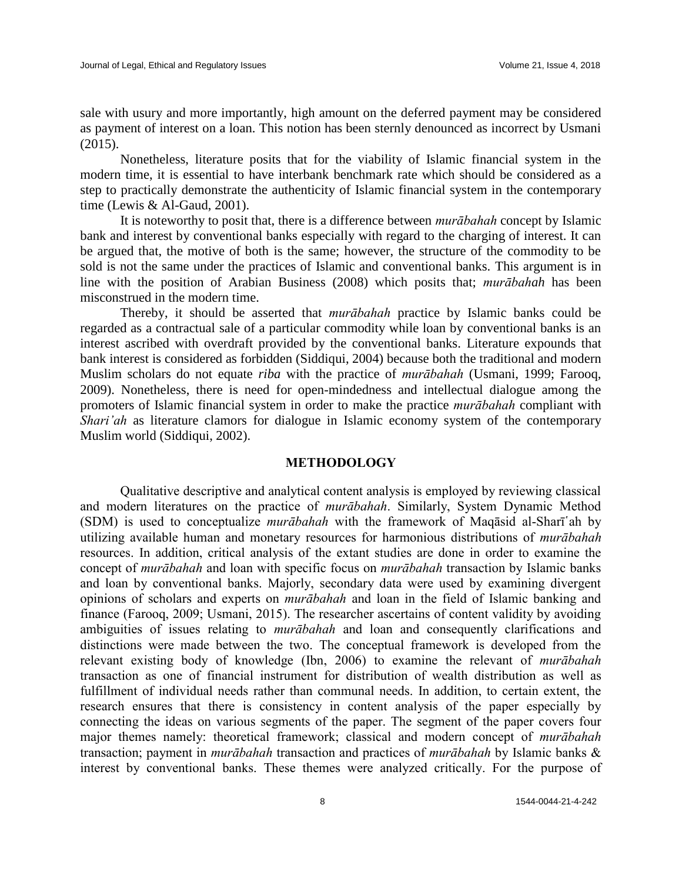sale with usury and more importantly, high amount on the deferred payment may be considered as payment of interest on a loan. This notion has been sternly denounced as incorrect by Usmani (2015).

Nonetheless, literature posits that for the viability of Islamic financial system in the modern time, it is essential to have interbank benchmark rate which should be considered as a step to practically demonstrate the authenticity of Islamic financial system in the contemporary time (Lewis & Al-Gaud, 2001).

It is noteworthy to posit that, there is a difference between *murābahah* concept by Islamic bank and interest by conventional banks especially with regard to the charging of interest. It can be argued that, the motive of both is the same; however, the structure of the commodity to be sold is not the same under the practices of Islamic and conventional banks. This argument is in line with the position of Arabian Business (2008) which posits that; *murābahah* has been misconstrued in the modern time.

Thereby, it should be asserted that *murābahah* practice by Islamic banks could be regarded as a contractual sale of a particular commodity while loan by conventional banks is an interest ascribed with overdraft provided by the conventional banks. Literature expounds that bank interest is considered as forbidden (Siddiqui, 2004) because both the traditional and modern Muslim scholars do not equate *riba* with the practice of *murābahah* (Usmani, 1999; Farooq, 2009). Nonetheless, there is need for open-mindedness and intellectual dialogue among the promoters of Islamic financial system in order to make the practice *murābahah* compliant with *Shari'ah* as literature clamors for dialogue in Islamic economy system of the contemporary Muslim world (Siddiqui, 2002).

## METHODOLOGY

Qualitative descriptive and analytical content analysis is employed by reviewing classical and modern literatures on the practice of *murābahah*. Similarly, System Dynamic Method (SDM) is used to conceptualize *murābahah* with the framework of Maqāsid al-Sharīʿah by utilizing available human and monetary resources for harmonious distributions of *murābahah* resources. In addition, critical analysis of the extant studies are done in order to examine the concept of *murābahah* and loan with specific focus on *murābahah* transaction by Islamic banks and loan by conventional banks. Majorly, secondary data were used by examining divergent opinions of scholars and experts on *murābahah* and loan in the field of Islamic banking and finance (Farooq, 2009; Usmani, 2015). The researcher ascertains of content validity by avoiding ambiguities of issues relating to *murābahah* and loan and consequently clarifications and distinctions were made between the two. The conceptual framework is developed from the relevant existing body of knowledge (Ibn, 2006) to examine the relevant of *murābahah* transaction as one of financial instrument for distribution of wealth distribution as well as fulfillment of individual needs rather than communal needs. In addition, to certain extent, the research ensures that there is consistency in content analysis of the paper especially by connecting the ideas on various segments of the paper. The segment of the paper covers four major themes namely: theoretical framework; classical and modern concept of *murābahah* transaction; payment in *murābahah* transaction and practices of *murābahah* by Islamic banks & interest by conventional banks. These themes were analyzed critically. For the purpose of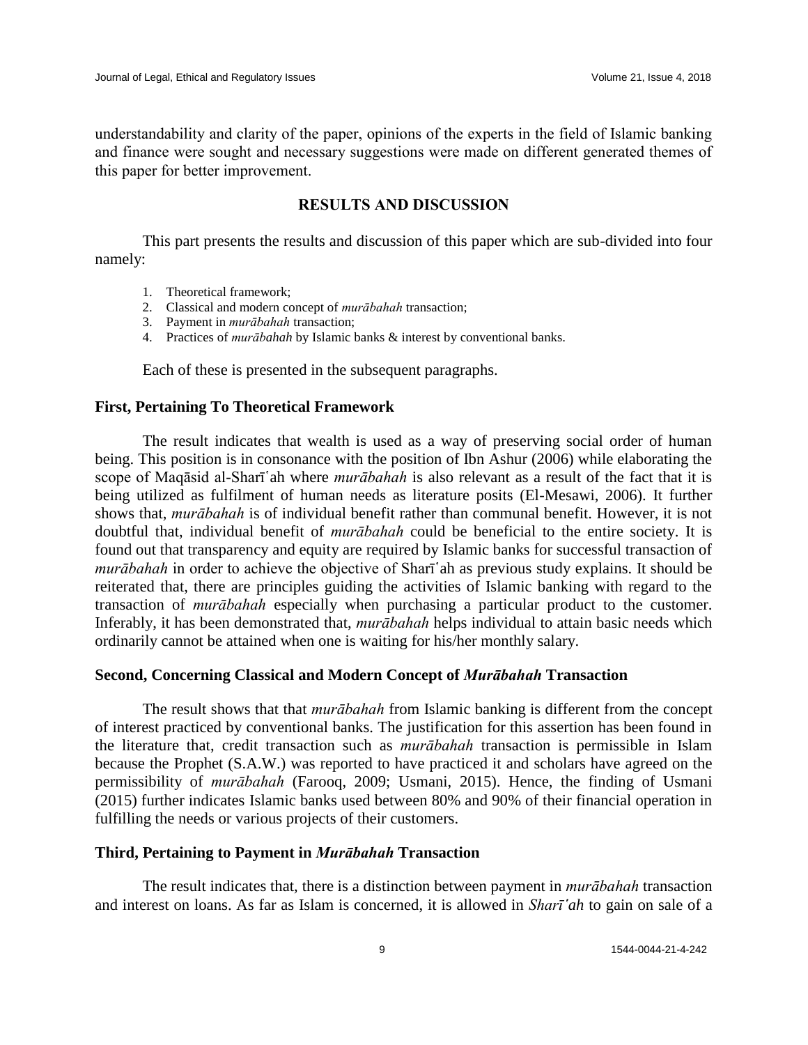understandability and clarity of the paper, opinions of the experts in the field of Islamic banking and finance were sought and necessary suggestions were made on different generated themes of this paper for better improvement.

## RESULTS AND DISCUSSION

This part presents the results and discussion of this paper which are sub-divided into four namely:

1. Theoretical framework;
2. Classical and modern concept of *murābahah* transaction;
3. Payment in *murābahah* transaction;
4. Practices of *murābahah* by Islamic banks & interest by conventional banks.

Each of these is presented in the subsequent paragraphs.

### First, Pertaining To Theoretical Framework

The result indicates that wealth is used as a way of preserving social order of human being. This position is in consonance with the position of Ibn Ashur (2006) while elaborating the scope of Maqāsid al-Sharīʿah where *murābahah* is also relevant as a result of the fact that it is being utilized as fulfilment of human needs as literature posits (El-Mesawi, 2006). It further shows that, *murābahah* is of individual benefit rather than communal benefit. However, it is not doubtful that, individual benefit of *murābahah* could be beneficial to the entire society. It is found out that transparency and equity are required by Islamic banks for successful transaction of *murābahah* in order to achieve the objective of Sharīʿah as previous study explains. It should be reiterated that, there are principles guiding the activities of Islamic banking with regard to the transaction of *murābahah* especially when purchasing a particular product to the customer. Inferably, it has been demonstrated that, *murābahah* helps individual to attain basic needs which ordinarily cannot be attained when one is waiting for his/her monthly salary.

### Second, Concerning Classical and Modern Concept of *Murābahah* Transaction

The result shows that that *murābahah* from Islamic banking is different from the concept of interest practiced by conventional banks. The justification for this assertion has been found in the literature that, credit transaction such as *murābahah* transaction is permissible in Islam because the Prophet (S.A.W.) was reported to have practiced it and scholars have agreed on the permissibility of *murābahah* (Farooq, 2009; Usmani, 2015). Hence, the finding of Usmani (2015) further indicates Islamic banks used between 80% and 90% of their financial operation in fulfilling the needs or various projects of their customers.

### Third, Pertaining to Payment in *Murābahah* Transaction

The result indicates that, there is a distinction between payment in *murābahah* transaction and interest on loans. As far as Islam is concerned, it is allowed in *Sharīʿah* to gain on sale of a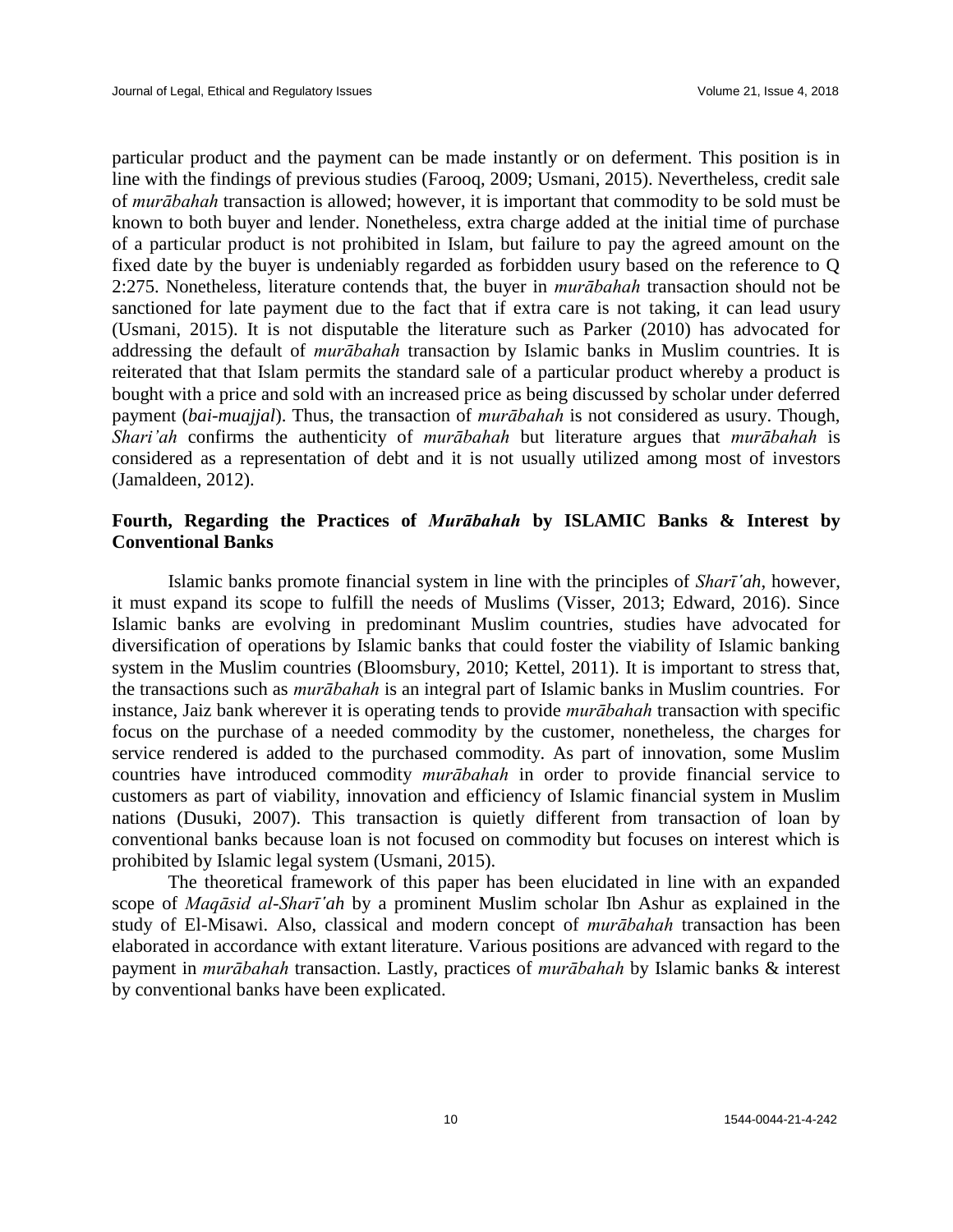particular product and the payment can be made instantly or on deferment. This position is in line with the findings of previous studies (Farooq, 2009; Usmani, 2015). Nevertheless, credit sale of *murābahah* transaction is allowed; however, it is important that commodity to be sold must be known to both buyer and lender. Nonetheless, extra charge added at the initial time of purchase of a particular product is not prohibited in Islam, but failure to pay the agreed amount on the fixed date by the buyer is undeniably regarded as forbidden usury based on the reference to Q 2:275. Nonetheless, literature contends that, the buyer in *murābahah* transaction should not be sanctioned for late payment due to the fact that if extra care is not taking, it can lead usury (Usmani, 2015). It is not disputable the literature such as Parker (2010) has advocated for addressing the default of *murābahah* transaction by Islamic banks in Muslim countries. It is reiterated that that Islam permits the standard sale of a particular product whereby a product is bought with a price and sold with an increased price as being discussed by scholar under deferred payment (*bai-muajjal*). Thus, the transaction of *murābahah* is not considered as usury. Though, *Shari'ah* confirms the authenticity of *murābahah* but literature argues that *murābahah* is considered as a representation of debt and it is not usually utilized among most of investors (Jamaldeen, 2012).

### Fourth, Regarding the Practices of *Murābahah* by ISLAMIC Banks & Interest by Conventional Banks

Islamic banks promote financial system in line with the principles of *Sharī'ah*, however, it must expand its scope to fulfill the needs of Muslims (Visser, 2013; Edward, 2016). Since Islamic banks are evolving in predominant Muslim countries, studies have advocated for diversification of operations by Islamic banks that could foster the viability of Islamic banking system in the Muslim countries (Bloomsbury, 2010; Kettel, 2011). It is important to stress that, the transactions such as *murābahah* is an integral part of Islamic banks in Muslim countries. For instance, Jaiz bank wherever it is operating tends to provide *murābahah* transaction with specific focus on the purchase of a needed commodity by the customer, nonetheless, the charges for service rendered is added to the purchased commodity. As part of innovation, some Muslim countries have introduced commodity *murābahah* in order to provide financial service to customers as part of viability, innovation and efficiency of Islamic financial system in Muslim nations (Dusuki, 2007). This transaction is quietly different from transaction of loan by conventional banks because loan is not focused on commodity but focuses on interest which is prohibited by Islamic legal system (Usmani, 2015).

The theoretical framework of this paper has been elucidated in line with an expanded scope of *Maqāsid al-Sharī'ah* by a prominent Muslim scholar Ibn Ashur as explained in the study of El-Misawi. Also, classical and modern concept of *murābahah* transaction has been elaborated in accordance with extant literature. Various positions are advanced with regard to the payment in *murābahah* transaction. Lastly, practices of *murābahah* by Islamic banks & interest by conventional banks have been explicated.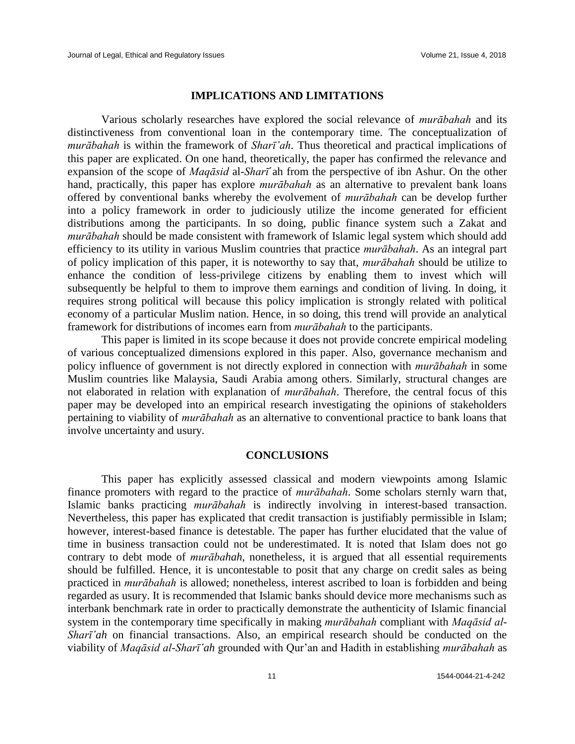## IMPLICATIONS AND LIMITATIONS

Various scholarly researches have explored the social relevance of *murābahah* and its distinctiveness from conventional loan in the contemporary time. The conceptualization of *murābahah* is within the framework of *Sharī'ah*. Thus theoretical and practical implications of this paper are explicated. On one hand, theoretically, the paper has confirmed the relevance and expansion of the scope of *Maqāsid* al-*Sharī*ʹah from the perspective of ibn Ashur. On the other hand, practically, this paper has explore *murābahah* as an alternative to prevalent bank loans offered by conventional banks whereby the evolvement of *murābahah* can be develop further into a policy framework in order to judiciously utilize the income generated for efficient distributions among the participants. In so doing, public finance system such a Zakat and *murābahah* should be made consistent with framework of Islamic legal system which should add efficiency to its utility in various Muslim countries that practice *murābahah*. As an integral part of policy implication of this paper, it is noteworthy to say that, *murābahah* should be utilize to enhance the condition of less-privilege citizens by enabling them to invest which will subsequently be helpful to them to improve them earnings and condition of living. In doing, it requires strong political will because this policy implication is strongly related with political economy of a particular Muslim nation. Hence, in so doing, this trend will provide an analytical framework for distributions of incomes earn from *murābahah* to the participants.

This paper is limited in its scope because it does not provide concrete empirical modeling of various conceptualized dimensions explored in this paper. Also, governance mechanism and policy influence of government is not directly explored in connection with *murābahah* in some Muslim countries like Malaysia, Saudi Arabia among others. Similarly, structural changes are not elaborated in relation with explanation of *murābahah*. Therefore, the central focus of this paper may be developed into an empirical research investigating the opinions of stakeholders pertaining to viability of *murābahah* as an alternative to conventional practice to bank loans that involve uncertainty and usury.

## CONCLUSIONS

This paper has explicitly assessed classical and modern viewpoints among Islamic finance promoters with regard to the practice of *murābahah*. Some scholars sternly warn that, Islamic banks practicing *murābahah* is indirectly involving in interest-based transaction. Nevertheless, this paper has explicated that credit transaction is justifiably permissible in Islam; however, interest-based finance is detestable. The paper has further elucidated that the value of time in business transaction could not be underestimated. It is noted that Islam does not go contrary to debt mode of *murābahah*, nonetheless, it is argued that all essential requirements should be fulfilled. Hence, it is uncontestable to posit that any charge on credit sales as being practiced in *murābahah* is allowed; nonetheless, interest ascribed to loan is forbidden and being regarded as usury. It is recommended that Islamic banks should device more mechanisms such as interbank benchmark rate in order to practically demonstrate the authenticity of Islamic financial system in the contemporary time specifically in making *murābahah* compliant with *Maqāsid al-Sharīʹah* on financial transactions. Also, an empirical research should be conducted on the viability of *Maqāsid al-Sharīʹah* grounded with Qur'an and Hadith in establishing *murābahah* as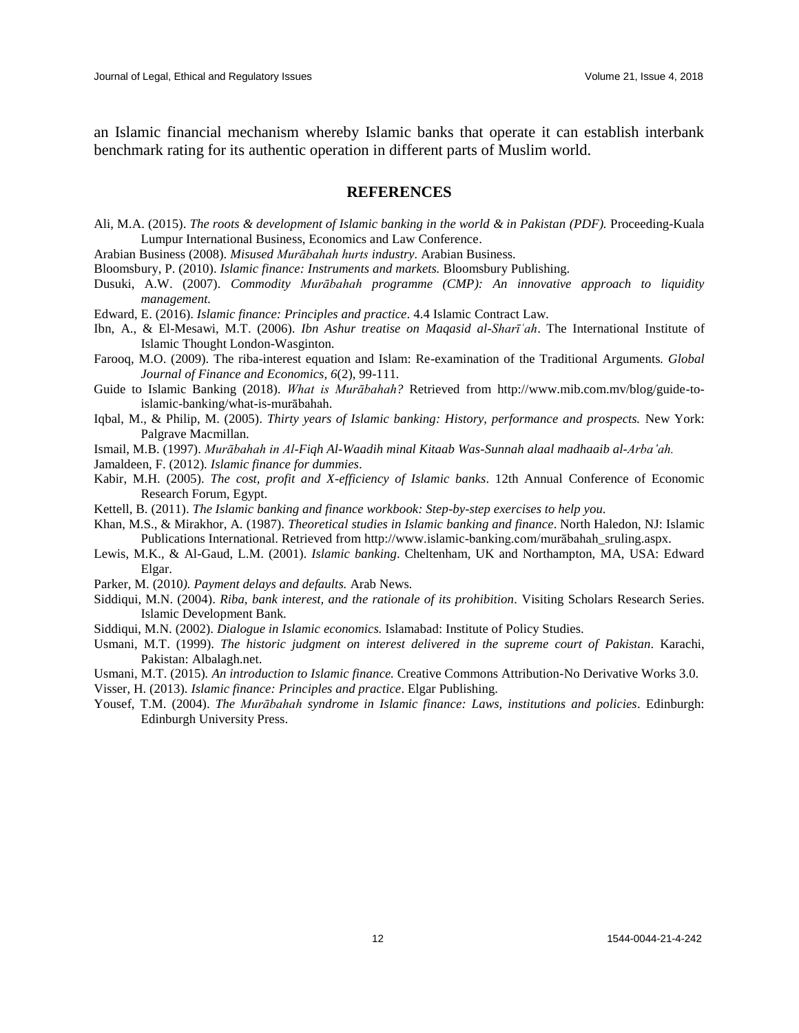an Islamic financial mechanism whereby Islamic banks that operate it can establish interbank benchmark rating for its authentic operation in different parts of Muslim world.

## REFERENCES

Ali, M.A. (2015). *The roots & development of Islamic banking in the world & in Pakistan (PDF).* Proceeding-Kuala Lumpur International Business, Economics and Law Conference.

Arabian Business (2008). *Misused Murābahah hurts industry.* Arabian Business.

Bloomsbury, P. (2010). *Islamic finance: Instruments and markets.* Bloomsbury Publishing.

Dusuki, A.W. (2007). *Commodity Murābahah programme (CMP): An innovative approach to liquidity management.*

Edward, E. (2016). *Islamic finance: Principles and practice*. 4.4 Islamic Contract Law.

Ibn, A., & El-Mesawi, M.T. (2006). *Ibn Ashur treatise on Maqasid al-Sharīʿah*. The International Institute of Islamic Thought London-Wasginton.

Farooq, M.O. (2009). The riba-interest equation and Islam: Re-examination of the Traditional Arguments. *Global Journal of Finance and Economics, 6*(2), 99-111.

Guide to Islamic Banking (2018). *What is Murābahah?* Retrieved from http://www.mib.com.mv/blog/guide-to-islamic-banking/what-is-murābahah.

Iqbal, M., & Philip, M. (2005). *Thirty years of Islamic banking: History, performance and prospects.* New York: Palgrave Macmillan.

Ismail, M.B. (1997). *Murābahah in Al-Fiqh Al-Waadih minal Kitaab Was-Sunnah alaal madhaaib al-Arba'ah.*

Jamaldeen, F. (2012). *Islamic finance for dummies*.

Kabir, M.H. (2005). *The cost, profit and X-efficiency of Islamic banks*. 12th Annual Conference of Economic Research Forum, Egypt.

Kettell, B. (2011). *The Islamic banking and finance workbook: Step-by-step exercises to help you*.

Khan, M.S., & Mirakhor, A. (1987). *Theoretical studies in Islamic banking and finance*. North Haledon, NJ: Islamic Publications International. Retrieved from http://www.islamic-banking.com/murābahah_sruling.aspx.

Lewis, M.K., & Al-Gaud, L.M. (2001). *Islamic banking*. Cheltenham, UK and Northampton, MA, USA: Edward Elgar.

Parker, M. (2010). *Payment delays and defaults.* Arab News.

Siddiqui, M.N. (2004). *Riba, bank interest, and the rationale of its prohibition*. Visiting Scholars Research Series. Islamic Development Bank.

Siddiqui, M.N. (2002). *Dialogue in Islamic economics.* Islamabad: Institute of Policy Studies.

Usmani, M.T. (1999). *The historic judgment on interest delivered in the supreme court of Pakistan*. Karachi, Pakistan: Albalagh.net.

Usmani, M.T. (2015). *An introduction to Islamic finance.* Creative Commons Attribution-No Derivative Works 3.0.

Visser, H. (2013). *Islamic finance: Principles and practice*. Elgar Publishing.

Yousef, T.M. (2004). *The Murābahah syndrome in Islamic finance: Laws, institutions and policies*. Edinburgh: Edinburgh University Press.